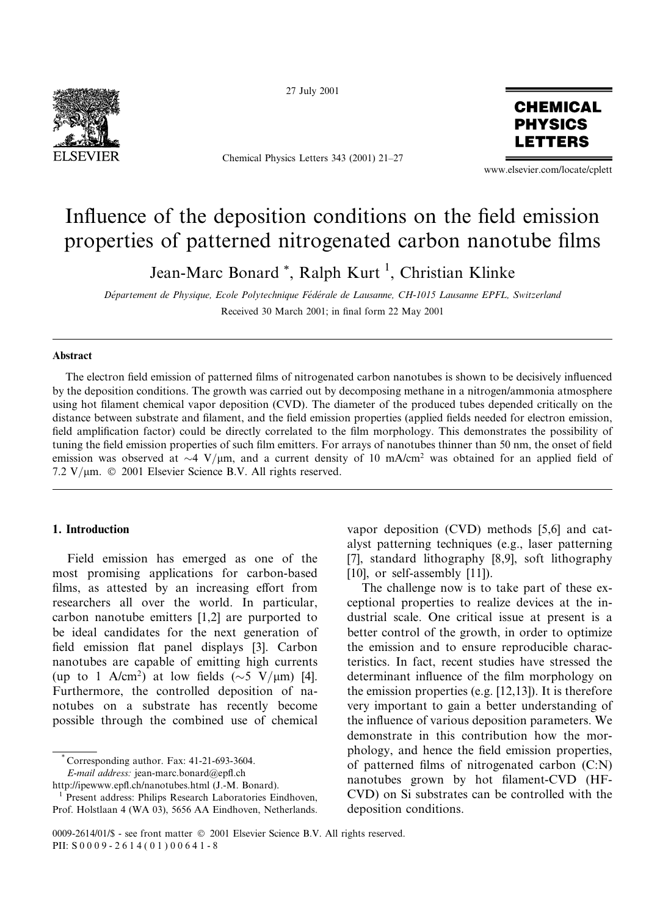# Influence of the deposition conditions on the field emission properties of patterned nitrogenated carbon nanotube films

Jean-Marc Bonard *, Ralph Kurt [1], Christian Klinke

*Département de Physique, Ecole Polytechnique Fédérale de Lausanne, CH-1015 Lausanne EPFL, Switzerland*

Received 30 March 2001; in final form 22 May 2001

## Abstract

The electron field emission of patterned films of nitrogenated carbon nanotubes is shown to be decisively influenced by the deposition conditions. The growth was carried out by decomposing methane in a nitrogen/ammonia atmosphere using hot filament chemical vapor deposition (CVD). The diameter of the produced tubes depended critically on the distance between substrate and filament, and the field emission properties (applied fields needed for electron emission, field amplification factor) could be directly correlated to the film morphology. This demonstrates the possibility of tuning the field emission properties of such film emitters. For arrays of nanotubes thinner than 50 nm, the onset of field emission was observed at ~4 V/μm, and a current density of 10 mA/cm$^2$ was obtained for an applied field of 7.2 V/μm. © 2001 Elsevier Science B.V. All rights reserved.

## 1. Introduction

Field emission has emerged as one of the most promising applications for carbon-based films, as attested by an increasing effort from researchers all over the world. In particular, carbon nanotube emitters [1,2] are purported to be ideal candidates for the next generation of field emission flat panel displays [3]. Carbon nanotubes are capable of emitting high currents (up to 1 A/cm$^2$) at low fields (~5 V/μm) [4]. Furthermore, the controlled deposition of nanotubes on a substrate has recently become possible through the combined use of chemical vapor deposition (CVD) methods [5,6] and catalyst patterning techniques (e.g., laser patterning [7], standard lithography [8,9], soft lithography [10], or self-assembly [11]).

The challenge now is to take part of these exceptional properties to realize devices at the industrial scale. One critical issue at present is a better control of the growth, in order to optimize the emission and to ensure reproducible characteristics. In fact, recent studies have stressed the determinant influence of the film morphology on the emission properties (e.g. [12,13]). It is therefore very important to gain a better understanding of the influence of various deposition parameters. We demonstrate in this contribution how the morphology, and hence the field emission properties, of patterned films of nitrogenated carbon (C:N) nanotubes grown by hot filament-CVD (HF-CVD) on Si substrates can be controlled with the deposition conditions.

---

* Corresponding author. Fax: 41-21-693-3604. *E-mail address:* jean-marc.bonard@epfl.ch http://ipewww.epfl.ch/nanotubes.html (J.-M. Bonard).

[1] Present address: Philips Research Laboratories Eindhoven, Prof. Holstlaan 4 (WA 03), 5656 AA Eindhoven, Netherlands.

0009-2614/01/$ - see front matter © 2001 Elsevier Science B.V. All rights reserved.
PII: S0009-2614(01)00641-8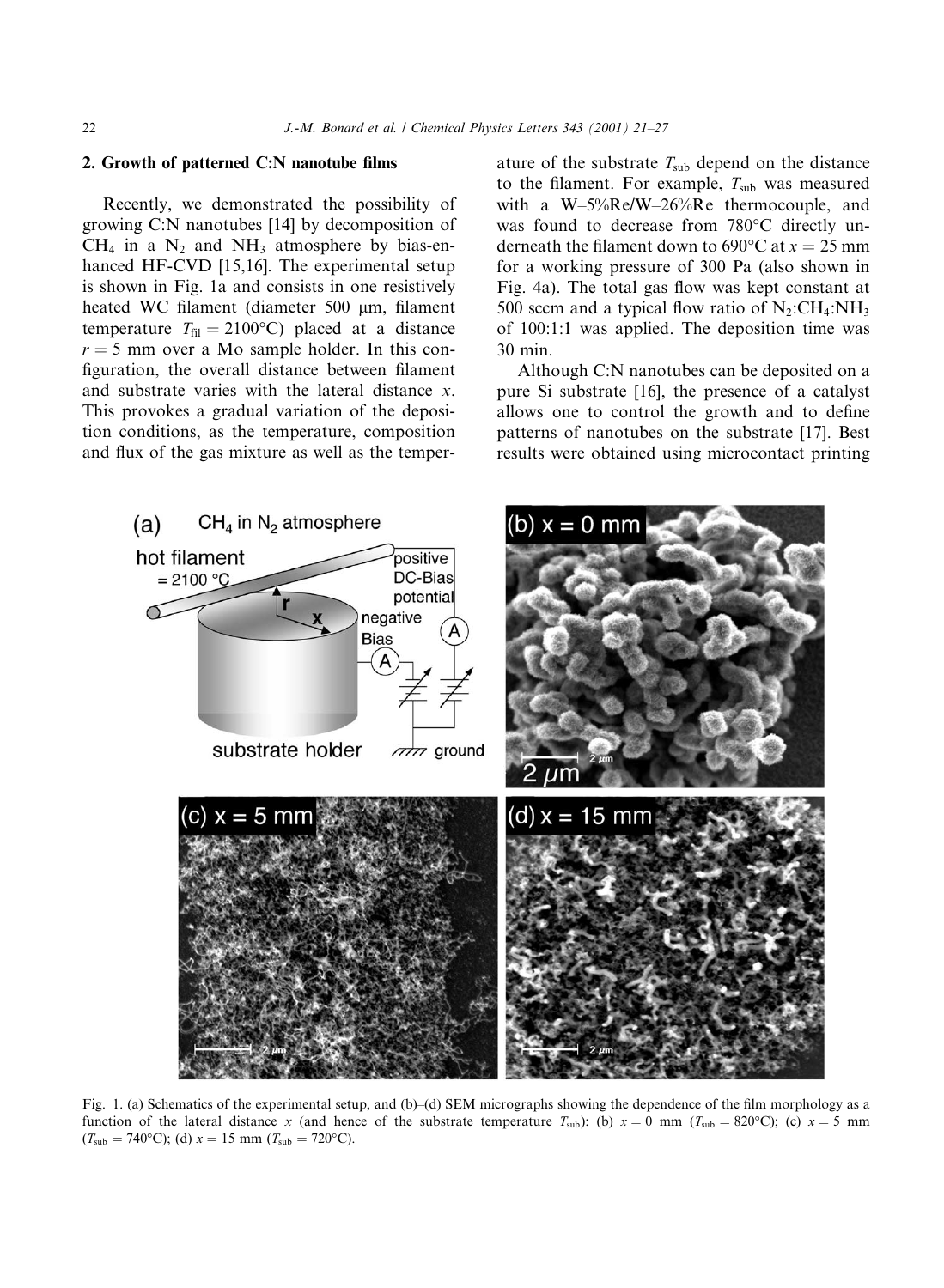## 2. Growth of patterned C:N nanotube films

Recently, we demonstrated the possibility of growing C:N nanotubes [14] by decomposition of $CH_4$ in a $N_2$ and $NH_3$ atmosphere by bias-enhanced HF-CVD [15,16]. The experimental setup is shown in Fig. 1a and consists in one resistively heated WC filament (diameter 500 μm, filament temperature $T_{fil} = 2100°C$) placed at a distance $r = 5$ mm over a Mo sample holder. In this configuration, the overall distance between filament and substrate varies with the lateral distance $x$. This provokes a gradual variation of the deposition conditions, as the temperature, composition and flux of the gas mixture as well as the temperature of the substrate $T_{sub}$ depend on the distance to the filament. For example, $T_{sub}$ was measured with a W–5%Re/W–26%Re thermocouple, and was found to decrease from 780°C directly underneath the filament down to 690°C at $x = 25$ mm for a working pressure of 300 Pa (also shown in Fig. 4a). The total gas flow was kept constant at 500 sccm and a typical flow ratio of $N_2$:$CH_4$:$NH_3$ of 100:1:1 was applied. The deposition time was 30 min.

Although C:N nanotubes can be deposited on a pure Si substrate [16], the presence of a catalyst allows one to control the growth and to define patterns of nanotubes on the substrate [17]. Best results were obtained using microcontact printing

Fig. 1. (a) Schematics of the experimental setup, and (b)–(d) SEM micrographs showing the dependence of the film morphology as a function of the lateral distance $x$ (and hence of the substrate temperature $T_{sub}$): (b) $x = 0$ mm ($T_{sub} = 820°C$); (c) $x = 5$ mm ($T_{sub} = 740°C$); (d) $x = 15$ mm ($T_{sub} = 720°C$).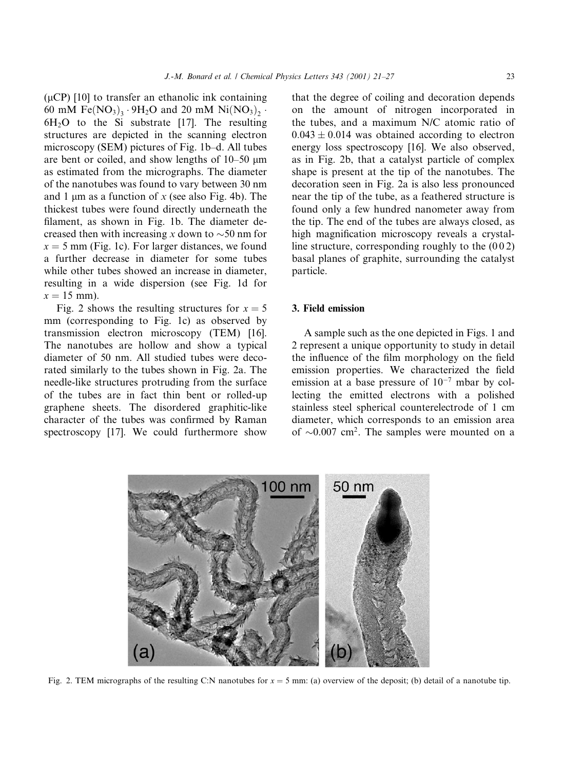(μCP) [10] to transfer an ethanolic ink containing 60 mM $Fe(NO_3)_3 \cdot 9H_2O$ and 20 mM $Ni(NO_3)_2 \cdot 6H_2O$ to the Si substrate [17]. The resulting structures are depicted in the scanning electron microscopy (SEM) pictures of Fig. 1b–d. All tubes are bent or coiled, and show lengths of 10–50 μm as estimated from the micrographs. The diameter of the nanotubes was found to vary between 30 nm and 1 μm as a function of $x$ (see also Fig. 4b). The thickest tubes were found directly underneath the filament, as shown in Fig. 1b. The diameter decreased then with increasing $x$ down to ~50 nm for $x = 5$ mm (Fig. 1c). For larger distances, we found a further decrease in diameter for some tubes while other tubes showed an increase in diameter, resulting in a wide dispersion (see Fig. 1d for $x = 15$ mm).

Fig. 2 shows the resulting structures for $x = 5$ mm (corresponding to Fig. 1c) as observed by transmission electron microscopy (TEM) [16]. The nanotubes are hollow and show a typical diameter of 50 nm. All studied tubes were decorated similarly to the tubes shown in Fig. 2a. The needle-like structures protruding from the surface of the tubes are in fact thin bent or rolled-up graphene sheets. The disordered graphitic-like character of the tubes was confirmed by Raman spectroscopy [17]. We could furthermore show that the degree of coiling and decoration depends on the amount of nitrogen incorporated in the tubes, and a maximum N/C atomic ratio of $0.043 \pm 0.014$ was obtained according to electron energy loss spectroscopy [16]. We also observed, as in Fig. 2b, that a catalyst particle of complex shape is present at the tip of the nanotubes. The decoration seen in Fig. 2a is also less pronounced near the tip of the tube, as a feathered structure is found only a few hundred nanometer away from the tip. The end of the tubes are always closed, as high magnification microscopy reveals a crystalline structure, corresponding roughly to the (0 0 2) basal planes of graphite, surrounding the catalyst particle.

## 3. Field emission

A sample such as the one depicted in Figs. 1 and 2 represent a unique opportunity to study in detail the influence of the film morphology on the field emission properties. We characterized the field emission at a base pressure of $10^{-7}$ mbar by collecting the emitted electrons with a polished stainless steel spherical counterelectrode of 1 cm diameter, which corresponds to an emission area of ~0.007 $cm^2$. The samples were mounted on a

Fig. 2. TEM micrographs of the resulting C:N nanotubes for $x = 5$ mm: (a) overview of the deposit; (b) detail of a nanotube tip.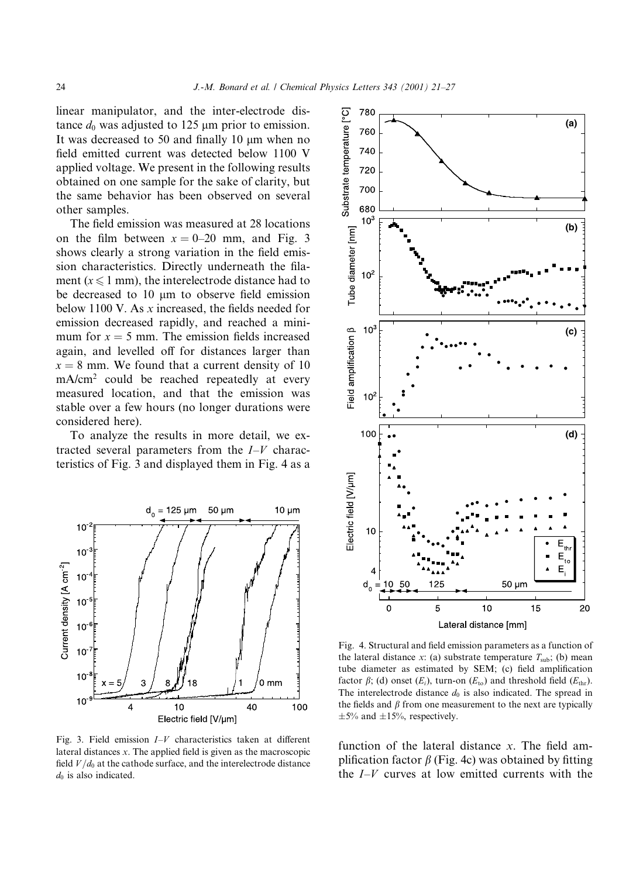linear manipulator, and the inter-electrode distance $d_0$ was adjusted to 125 μm prior to emission. It was decreased to 50 and finally 10 μm when no field emitted current was detected below 1100 V applied voltage. We present in the following results obtained on one sample for the sake of clarity, but the same behavior has been observed on several other samples.

The field emission was measured at 28 locations on the film between $x = 0$–20 mm, and Fig. 3 shows clearly a strong variation in the field emission characteristics. Directly underneath the filament ($x \leqslant 1$ mm), the interelectrode distance had to be decreased to 10 μm to observe field emission below 1100 V. As $x$ increased, the fields needed for emission decreased rapidly, and reached a minimum for $x = 5$ mm. The emission fields increased again, and levelled off for distances larger than $x = 8$ mm. We found that a current density of 10 mA/cm$^2$ could be reached repeatedly at every measured location, and that the emission was stable over a few hours (no longer durations were considered here).

To analyze the results in more detail, we extracted several parameters from the $I$–$V$ characteristics of Fig. 3 and displayed them in Fig. 4 as a function of the lateral distance $x$. The field amplification factor $\beta$ (Fig. 4c) was obtained by fitting the $I$–$V$ curves at low emitted currents with the

Fig. 3. Field emission $I$–$V$ characteristics taken at different lateral distances $x$. The applied field is given as the macroscopic field $V/d_0$ at the cathode surface, and the interelectrode distance $d_0$ is also indicated.

Fig. 4. Structural and field emission parameters as a function of the lateral distance $x$: (a) substrate temperature $T_{sub}$; (b) mean tube diameter as estimated by SEM; (c) field amplification factor $\beta$; (d) onset ($E_i$), turn-on ($E_{to}$) and threshold field ($E_{thr}$). The interelectrode distance $d_0$ is also indicated. The spread in the fields and $\beta$ from one measurement to the next are typically ±5% and ±15%, respectively.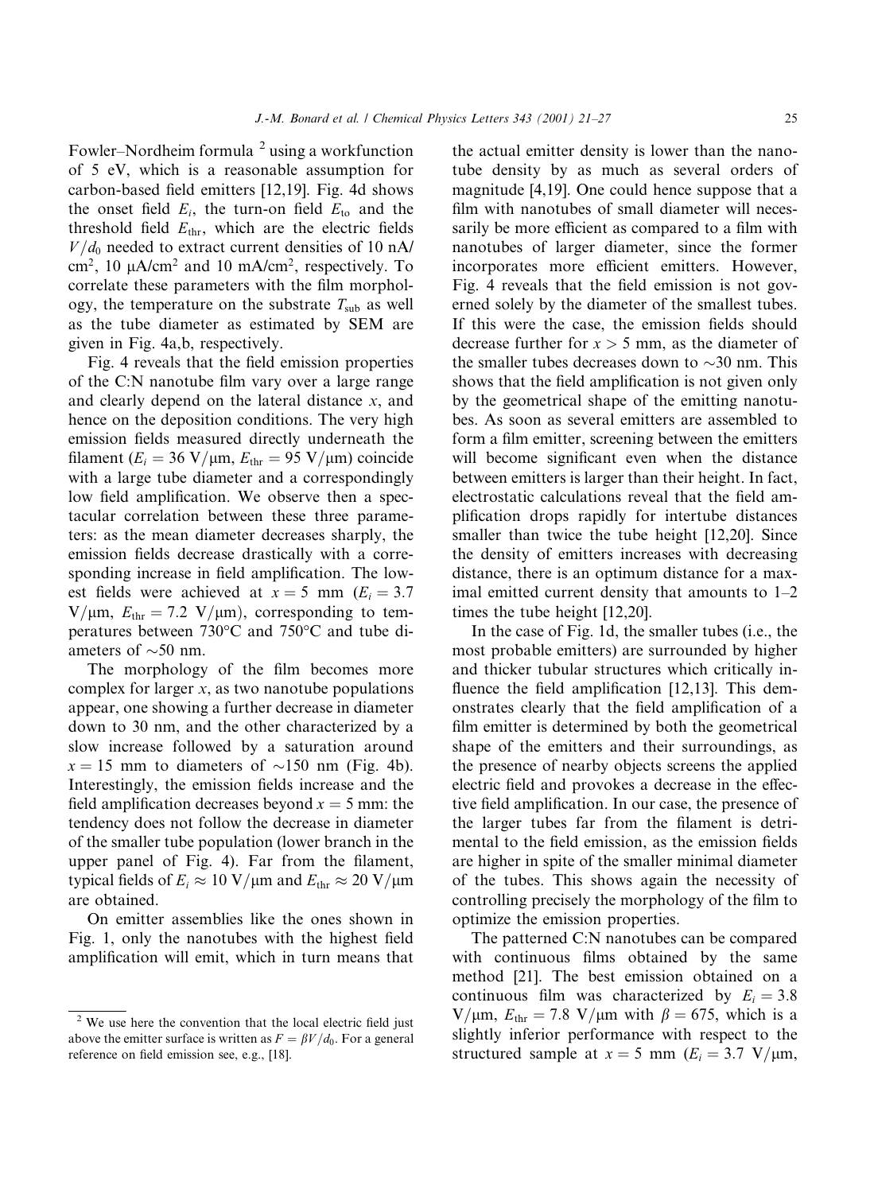Fowler–Nordheim formula [2] using a workfunction of 5 eV, which is a reasonable assumption for carbon-based field emitters [12,19]. Fig. 4d shows the onset field $E_i$, the turn-on field $E_{to}$ and the threshold field $E_{thr}$, which are the electric fields $V/d_0$ needed to extract current densities of 10 nA/cm$^2$, 10 μA/cm$^2$ and 10 mA/cm$^2$, respectively. To correlate these parameters with the film morphology, the temperature on the substrate $T_{sub}$ as well as the tube diameter as estimated by SEM are given in Fig. 4a,b, respectively.

Fig. 4 reveals that the field emission properties of the C:N nanotube film vary over a large range and clearly depend on the lateral distance $x$, and hence on the deposition conditions. The very high emission fields measured directly underneath the filament ($E_i = 36$ V/μm, $E_{thr} = 95$ V/μm) coincide with a large tube diameter and a correspondingly low field amplification. We observe then a spectacular correlation between these three parameters: as the mean diameter decreases sharply, the emission fields decrease drastically with a corresponding increase in field amplification. The lowest fields were achieved at $x = 5$ mm ($E_i = 3.7$ V/μm, $E_{thr} = 7.2$ V/μm), corresponding to temperatures between 730°C and 750°C and tube diameters of ~50 nm.

The morphology of the film becomes more complex for larger $x$, as two nanotube populations appear, one showing a further decrease in diameter down to 30 nm, and the other characterized by a slow increase followed by a saturation around $x = 15$ mm to diameters of ~150 nm (Fig. 4b). Interestingly, the emission fields increase and the field amplification decreases beyond $x = 5$ mm: the tendency does not follow the decrease in diameter of the smaller tube population (lower branch in the upper panel of Fig. 4). Far from the filament, typical fields of $E_i \approx 10$ V/μm and $E_{thr} \approx 20$ V/μm are obtained.

On emitter assemblies like the ones shown in Fig. 1, only the nanotubes with the highest field amplification will emit, which in turn means that the actual emitter density is lower than the nanotube density by as much as several orders of magnitude [4,19]. One could hence suppose that a film with nanotubes of small diameter will necessarily be more efficient as compared to a film with nanotubes of larger diameter, since the former incorporates more efficient emitters. However, Fig. 4 reveals that the field emission is not governed solely by the diameter of the smallest tubes. If this were the case, the emission fields should decrease further for $x > 5$ mm, as the diameter of the smaller tubes decreases down to ~30 nm. This shows that the field amplification is not given only by the geometrical shape of the emitting nanotubes. As soon as several emitters are assembled to form a film emitter, screening between the emitters will become significant even when the distance between emitters is larger than their height. In fact, electrostatic calculations reveal that the field amplification drops rapidly for intertube distances smaller than twice the tube height [12,20]. Since the density of emitters increases with decreasing distance, there is an optimum distance for a maximal emitted current density that amounts to 1–2 times the tube height [12,20].

In the case of Fig. 1d, the smaller tubes (i.e., the most probable emitters) are surrounded by higher and thicker tubular structures which critically influence the field amplification [12,13]. This demonstrates clearly that the field amplification of a film emitter is determined by both the geometrical shape of the emitters and their surroundings, as the presence of nearby objects screens the applied electric field and provokes a decrease in the effective field amplification. In our case, the presence of the larger tubes far from the filament is detrimental to the field emission, as the emission fields are higher in spite of the smaller minimal diameter of the tubes. This shows again the necessity of controlling precisely the morphology of the film to optimize the emission properties.

The patterned C:N nanotubes can be compared with continuous films obtained by the same method [21]. The best emission obtained on a continuous film was characterized by $E_i = 3.8$ V/μm, $E_{thr} = 7.8$ V/μm with $\beta = 675$, which is a slightly inferior performance with respect to the structured sample at $x = 5$ mm ($E_i = 3.7$ V/μm,

---

[2] We use here the convention that the local electric field just above the emitter surface is written as $F = \beta V/d_0$. For a general reference on field emission see, e.g., [18].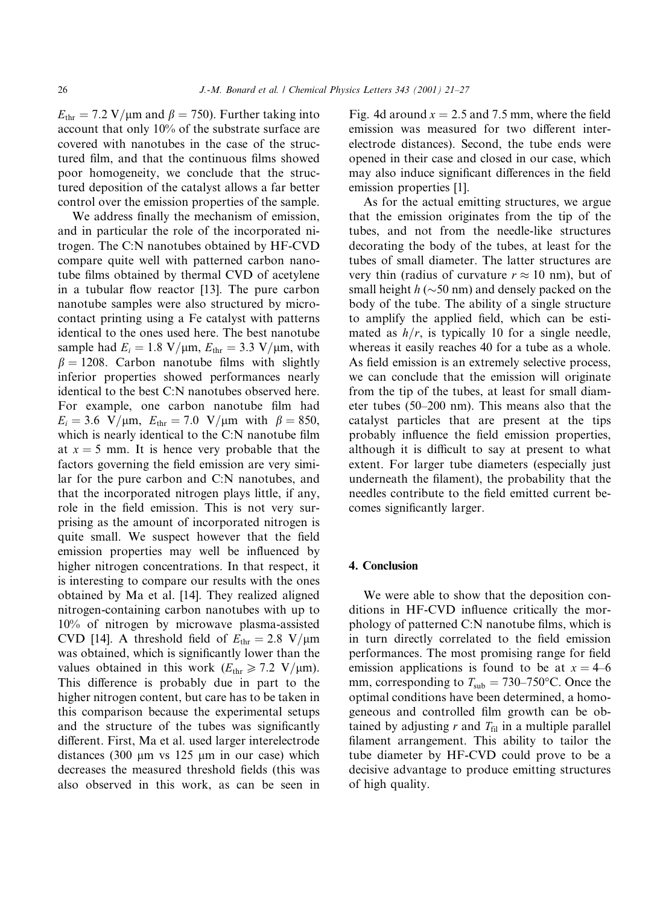$E_{thr} = 7.2$ V/μm and $\beta = 750$). Further taking into account that only 10% of the substrate surface are covered with nanotubes in the case of the structured film, and that the continuous films showed poor homogeneity, we conclude that the structured deposition of the catalyst allows a far better control over the emission properties of the sample.

We address finally the mechanism of emission, and in particular the role of the incorporated nitrogen. The C:N nanotubes obtained by HF-CVD compare quite well with patterned carbon nanotube films obtained by thermal CVD of acetylene in a tubular flow reactor [13]. The pure carbon nanotube samples were also structured by microcontact printing using a Fe catalyst with patterns identical to the ones used here. The best nanotube sample had $E_i = 1.8$ V/μm, $E_{thr} = 3.3$ V/μm, with $\beta = 1208$. Carbon nanotube films with slightly inferior properties showed performances nearly identical to the best C:N nanotubes observed here. For example, one carbon nanotube film had $E_i = 3.6$ V/μm, $E_{thr} = 7.0$ V/μm with $\beta = 850$, which is nearly identical to the C:N nanotube film at $x = 5$ mm. It is hence very probable that the factors governing the field emission are very similar for the pure carbon and C:N nanotubes, and that the incorporated nitrogen plays little, if any, role in the field emission. This is not very surprising as the amount of incorporated nitrogen is quite small. We suspect however that the field emission properties may well be influenced by higher nitrogen concentrations. In that respect, it is interesting to compare our results with the ones obtained by Ma et al. [14]. They realized aligned nitrogen-containing carbon nanotubes with up to 10% of nitrogen by microwave plasma-assisted CVD [14]. A threshold field of $E_{thr} = 2.8$ V/μm was obtained, which is significantly lower than the values obtained in this work ($E_{thr} \geqslant 7.2$ V/μm). This difference is probably due in part to the higher nitrogen content, but care has to be taken in this comparison because the experimental setups and the structure of the tubes was significantly different. First, Ma et al. used larger interelectrode distances (300 μm vs 125 μm in our case) which decreases the measured threshold fields (this was also observed in this work, as can be seen in Fig. 4d around $x = 2.5$ and 7.5 mm, where the field emission was measured for two different interelectrode distances). Second, the tube ends were opened in their case and closed in our case, which may also induce significant differences in the field emission properties [1].

As for the actual emitting structures, we argue that the emission originates from the tip of the tubes, and not from the needle-like structures decorating the body of the tubes, at least for the tubes of small diameter. The latter structures are very thin (radius of curvature $r \approx 10$ nm), but of small height $h$ (~50 nm) and densely packed on the body of the tube. The ability of a single structure to amplify the applied field, which can be estimated as $h/r$, is typically 10 for a single needle, whereas it easily reaches 40 for a tube as a whole. As field emission is an extremely selective process, we can conclude that the emission will originate from the tip of the tubes, at least for small diameter tubes (50–200 nm). This means also that the catalyst particles that are present at the tips probably influence the field emission properties, although it is difficult to say at present to what extent. For larger tube diameters (especially just underneath the filament), the probability that the needles contribute to the field emitted current becomes significantly larger.

## 4. Conclusion

We were able to show that the deposition conditions in HF-CVD influence critically the morphology of patterned C:N nanotube films, which is in turn directly correlated to the field emission performances. The most promising range for field emission applications is found to be at $x = 4$–6 mm, corresponding to $T_{sub} = 730$–750°C. Once the optimal conditions have been determined, a homogeneous and controlled film growth can be obtained by adjusting $r$ and $T_{fil}$ in a multiple parallel filament arrangement. This ability to tailor the tube diameter by HF-CVD could prove to be a decisive advantage to produce emitting structures of high quality.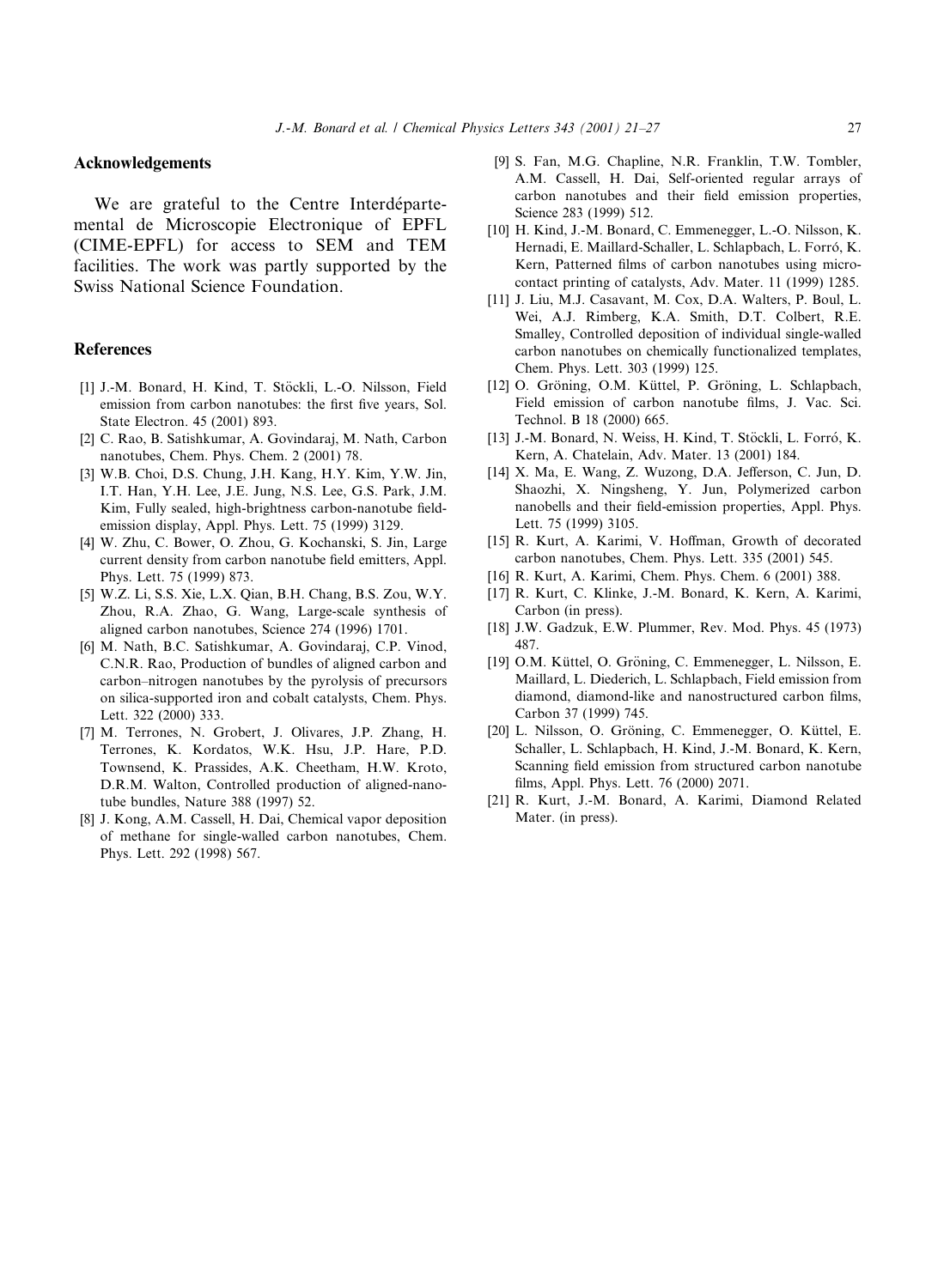## Acknowledgements

We are grateful to the Centre Interdépartemental de Microscopie Electronique of EPFL (CIME-EPFL) for access to SEM and TEM facilities. The work was partly supported by the Swiss National Science Foundation.

## References

[1] J.-M. Bonard, H. Kind, T. Stöckli, L.-O. Nilsson, Field emission from carbon nanotubes: the first five years, Sol. State Electron. 45 (2001) 893.

[2] C. Rao, B. Satishkumar, A. Govindaraj, M. Nath, Carbon nanotubes, Chem. Phys. Chem. 2 (2001) 78.

[3] W.B. Choi, D.S. Chung, J.H. Kang, H.Y. Kim, Y.W. Jin, I.T. Han, Y.H. Lee, J.E. Jung, N.S. Lee, G.S. Park, J.M. Kim, Fully sealed, high-brightness carbon-nanotube field-emission display, Appl. Phys. Lett. 75 (1999) 3129.

[4] W. Zhu, C. Bower, O. Zhou, G. Kochanski, S. Jin, Large current density from carbon nanotube field emitters, Appl. Phys. Lett. 75 (1999) 873.

[5] W.Z. Li, S.S. Xie, L.X. Qian, B.H. Chang, B.S. Zou, W.Y. Zhou, R.A. Zhao, G. Wang, Large-scale synthesis of aligned carbon nanotubes, Science 274 (1996) 1701.

[6] M. Nath, B.C. Satishkumar, A. Govindaraj, C.P. Vinod, C.N.R. Rao, Production of bundles of aligned carbon and carbon–nitrogen nanotubes by the pyrolysis of precursors on silica-supported iron and cobalt catalysts, Chem. Phys. Lett. 322 (2000) 333.

[7] M. Terrones, N. Grobert, J. Olivares, J.P. Zhang, H. Terrones, K. Kordatos, W.K. Hsu, J.P. Hare, P.D. Townsend, K. Prassides, A.K. Cheetham, H.W. Kroto, D.R.M. Walton, Controlled production of aligned-nanotube bundles, Nature 388 (1997) 52.

[8] J. Kong, A.M. Cassell, H. Dai, Chemical vapor deposition of methane for single-walled carbon nanotubes, Chem. Phys. Lett. 292 (1998) 567.

[9] S. Fan, M.G. Chapline, N.R. Franklin, T.W. Tombler, A.M. Cassell, H. Dai, Self-oriented regular arrays of carbon nanotubes and their field emission properties, Science 283 (1999) 512.

[10] H. Kind, J.-M. Bonard, C. Emmenegger, L.-O. Nilsson, K. Hernadi, E. Maillard-Schaller, L. Schlapbach, L. Forró, K. Kern, Patterned films of carbon nanotubes using microcontact printing of catalysts, Adv. Mater. 11 (1999) 1285.

[11] J. Liu, M.J. Casavant, M. Cox, D.A. Walters, P. Boul, L. Wei, A.J. Rimberg, K.A. Smith, D.T. Colbert, R.E. Smalley, Controlled deposition of individual single-walled carbon nanotubes on chemically functionalized templates, Chem. Phys. Lett. 303 (1999) 125.

[12] O. Gröning, O.M. Küttel, P. Gröning, L. Schlapbach, Field emission of carbon nanotube films, J. Vac. Sci. Technol. B 18 (2000) 665.

[13] J.-M. Bonard, N. Weiss, H. Kind, T. Stöckli, L. Forró, K. Kern, A. Chatelain, Adv. Mater. 13 (2001) 184.

[14] X. Ma, E. Wang, Z. Wuzong, D.A. Jefferson, C. Jun, D. Shaozhi, X. Ningsheng, Y. Jun, Polymerized carbon nanobells and their field-emission properties, Appl. Phys. Lett. 75 (1999) 3105.

[15] R. Kurt, A. Karimi, V. Hoffman, Growth of decorated carbon nanotubes, Chem. Phys. Lett. 335 (2001) 545.

[16] R. Kurt, A. Karimi, Chem. Phys. Chem. 6 (2001) 388.

[17] R. Kurt, C. Klinke, J.-M. Bonard, K. Kern, A. Karimi, Carbon (in press).

[18] J.W. Gadzuk, E.W. Plummer, Rev. Mod. Phys. 45 (1973) 487.

[19] O.M. Küttel, O. Gröning, C. Emmenegger, L. Nilsson, E. Maillard, L. Diederich, L. Schlapbach, Field emission from diamond, diamond-like and nanostructured carbon films, Carbon 37 (1999) 745.

[20] L. Nilsson, O. Gröning, C. Emmenegger, O. Küttel, E. Schaller, L. Schlapbach, H. Kind, J.-M. Bonard, K. Kern, Scanning field emission from structured carbon nanotube films, Appl. Phys. Lett. 76 (2000) 2071.

[21] R. Kurt, J.-M. Bonard, A. Karimi, Diamond Related Mater. (in press).